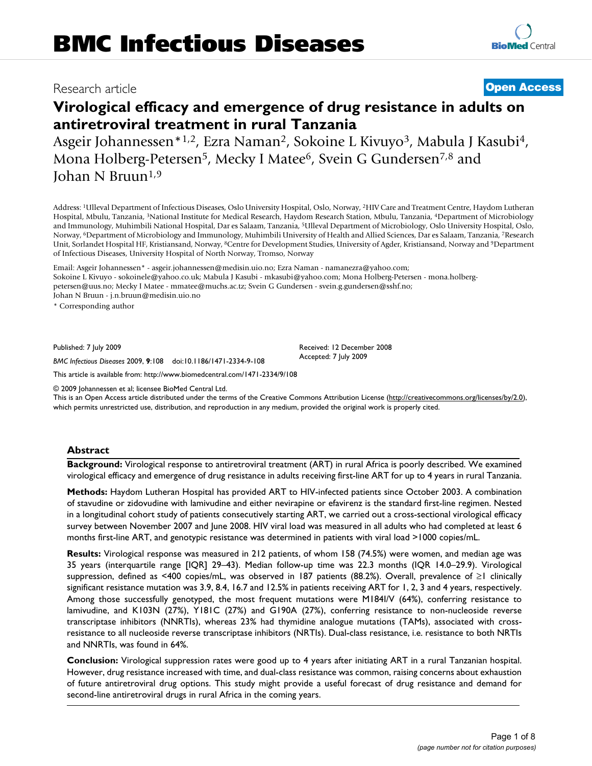# Virological efficacy and emergence of drug resistance in adults on antiretroviral treatment in rural Tanzania

Research article · Open Access

Asgeir Johannessen*[1,2], Ezra Naman[2], Sokoine L Kivuyo[3], Mabula J Kasubi[4], Mona Holberg-Petersen[5], Mecky I Matee[6], Svein G Gundersen[7,8] and Johan N Bruun[1,9]

Address: [1]Ulleval Department of Infectious Diseases, Oslo University Hospital, Oslo, Norway, [2]HIV Care and Treatment Centre, Haydom Lutheran Hospital, Mbulu, Tanzania, [3]National Institute for Medical Research, Haydom Research Station, Mbulu, Tanzania, [4]Department of Microbiology and Immunology, Muhimbili National Hospital, Dar es Salaam, Tanzania, [5]Ulleval Department of Microbiology, Oslo University Hospital, Oslo, Norway, [6]Department of Microbiology and Immunology, Muhimbili University of Health and Allied Sciences, Dar es Salaam, Tanzania, [7]Research Unit, Sorlandet Hospital HF, Kristiansand, Norway, [8]Centre for Development Studies, University of Agder, Kristiansand, Norway and [9]Department of Infectious Diseases, University Hospital of North Norway, Tromso, Norway

Email: Asgeir Johannessen* - asgeir.johannessen@medisin.uio.no; Ezra Naman - namanezra@yahoo.com; Sokoine L Kivuyo - sokoinele@yahoo.co.uk; Mabula J Kasubi - mkasubi@yahoo.com; Mona Holberg-Petersen - mona.holberg-petersen@uus.no; Mecky I Matee - mmatee@muchs.ac.tz; Svein G Gundersen - svein.g.gundersen@sshf.no; Johan N Bruun - j.n.bruun@medisin.uio.no

\* Corresponding author

Published: 7 July 2009

*BMC Infectious Diseases* 2009, **9**:108 doi:10.1186/1471-2334-9-108

Received: 12 December 2008
Accepted: 7 July 2009

This article is available from: http://www.biomedcentral.com/1471-2334/9/108

© 2009 Johannessen et al; licensee BioMed Central Ltd.
This is an Open Access article distributed under the terms of the Creative Commons Attribution License (http://creativecommons.org/licenses/by/2.0), which permits unrestricted use, distribution, and reproduction in any medium, provided the original work is properly cited.

## Abstract

**Background:** Virological response to antiretroviral treatment (ART) in rural Africa is poorly described. We examined virological efficacy and emergence of drug resistance in adults receiving first-line ART for up to 4 years in rural Tanzania.

**Methods:** Haydom Lutheran Hospital has provided ART to HIV-infected patients since October 2003. A combination of stavudine or zidovudine with lamivudine and either nevirapine or efavirenz is the standard first-line regimen. Nested in a longitudinal cohort study of patients consecutively starting ART, we carried out a cross-sectional virological efficacy survey between November 2007 and June 2008. HIV viral load was measured in all adults who had completed at least 6 months first-line ART, and genotypic resistance was determined in patients with viral load >1000 copies/mL.

**Results:** Virological response was measured in 212 patients, of whom 158 (74.5%) were women, and median age was 35 years (interquartile range [IQR] 29–43). Median follow-up time was 22.3 months (IQR 14.0–29.9). Virological suppression, defined as <400 copies/mL, was observed in 187 patients (88.2%). Overall, prevalence of ≥1 clinically significant resistance mutation was 3.9, 8.4, 16.7 and 12.5% in patients receiving ART for 1, 2, 3 and 4 years, respectively. Among those successfully genotyped, the most frequent mutations were M184I/V (64%), conferring resistance to lamivudine, and K103N (27%), Y181C (27%) and G190A (27%), conferring resistance to non-nucleoside reverse transcriptase inhibitors (NNRTIs), whereas 23% had thymidine analogue mutations (TAMs), associated with cross-resistance to all nucleoside reverse transcriptase inhibitors (NRTIs). Dual-class resistance, i.e. resistance to both NRTIs and NNRTIs, was found in 64%.

**Conclusion:** Virological suppression rates were good up to 4 years after initiating ART in a rural Tanzanian hospital. However, drug resistance increased with time, and dual-class resistance was common, raising concerns about exhaustion of future antiretroviral drug options. This study might provide a useful forecast of drug resistance and demand for second-line antiretroviral drugs in rural Africa in the coming years.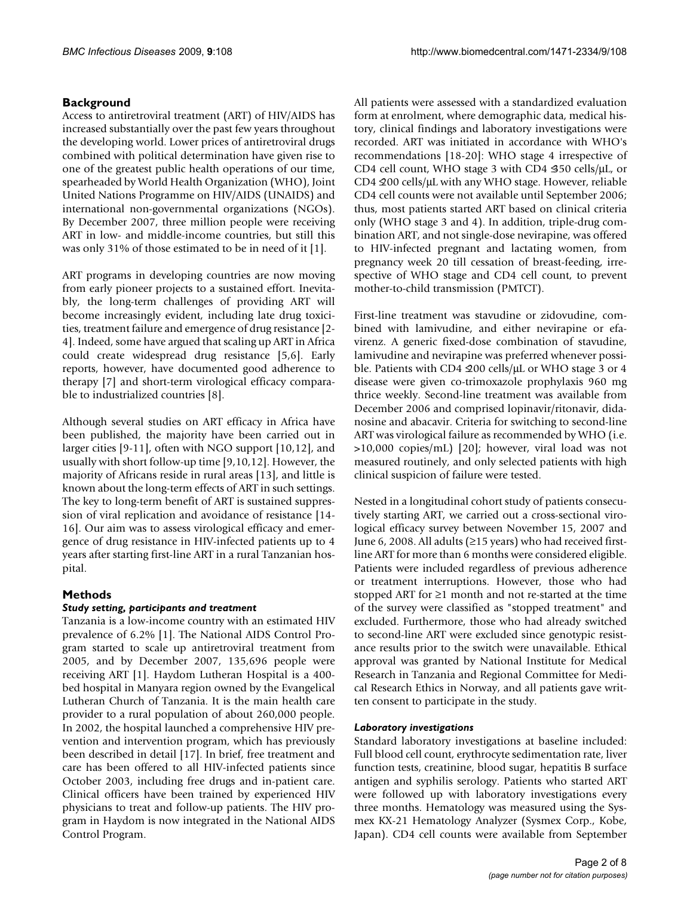## Background

Access to antiretroviral treatment (ART) of HIV/AIDS has increased substantially over the past few years throughout the developing world. Lower prices of antiretroviral drugs combined with political determination have given rise to one of the greatest public health operations of our time, spearheaded by World Health Organization (WHO), Joint United Nations Programme on HIV/AIDS (UNAIDS) and international non-governmental organizations (NGOs). By December 2007, three million people were receiving ART in low- and middle-income countries, but still this was only 31% of those estimated to be in need of it [1].

ART programs in developing countries are now moving from early pioneer projects to a sustained effort. Inevitably, the long-term challenges of providing ART will become increasingly evident, including late drug toxicities, treatment failure and emergence of drug resistance [2-4]. Indeed, some have argued that scaling up ART in Africa could create widespread drug resistance [5,6]. Early reports, however, have documented good adherence to therapy [7] and short-term virological efficacy comparable to industrialized countries [8].

Although several studies on ART efficacy in Africa have been published, the majority have been carried out in larger cities [9-11], often with NGO support [10,12], and usually with short follow-up time [9,10,12]. However, the majority of Africans reside in rural areas [13], and little is known about the long-term effects of ART in such settings. The key to long-term benefit of ART is sustained suppression of viral replication and avoidance of resistance [14-16]. Our aim was to assess virological efficacy and emergence of drug resistance in HIV-infected patients up to 4 years after starting first-line ART in a rural Tanzanian hospital.

## Methods

### *Study setting, participants and treatment*

Tanzania is a low-income country with an estimated HIV prevalence of 6.2% [1]. The National AIDS Control Program started to scale up antiretroviral treatment from 2005, and by December 2007, 135,696 people were receiving ART [1]. Haydom Lutheran Hospital is a 400-bed hospital in Manyara region owned by the Evangelical Lutheran Church of Tanzania. It is the main health care provider to a rural population of about 260,000 people. In 2002, the hospital launched a comprehensive HIV prevention and intervention program, which has previously been described in detail [17]. In brief, free treatment and care has been offered to all HIV-infected patients since October 2003, including free drugs and in-patient care. Clinical officers have been trained by experienced HIV physicians to treat and follow-up patients. The HIV program in Haydom is now integrated in the National AIDS Control Program.

All patients were assessed with a standardized evaluation form at enrolment, where demographic data, medical history, clinical findings and laboratory investigations were recorded. ART was initiated in accordance with WHO's recommendations [18-20]: WHO stage 4 irrespective of CD4 cell count, WHO stage 3 with CD4 ≤350 cells/μL, or CD4 ≤200 cells/μL with any WHO stage. However, reliable CD4 cell counts were not available until September 2006; thus, most patients started ART based on clinical criteria only (WHO stage 3 and 4). In addition, triple-drug combination ART, and not single-dose nevirapine, was offered to HIV-infected pregnant and lactating women, from pregnancy week 20 till cessation of breast-feeding, irrespective of WHO stage and CD4 cell count, to prevent mother-to-child transmission (PMTCT).

First-line treatment was stavudine or zidovudine, combined with lamivudine, and either nevirapine or efavirenz. A generic fixed-dose combination of stavudine, lamivudine and nevirapine was preferred whenever possible. Patients with CD4 ≤200 cells/μL or WHO stage 3 or 4 disease were given co-trimoxazole prophylaxis 960 mg thrice weekly. Second-line treatment was available from December 2006 and comprised lopinavir/ritonavir, didanosine and abacavir. Criteria for switching to second-line ART was virological failure as recommended by WHO (i.e. >10,000 copies/mL) [20]; however, viral load was not measured routinely, and only selected patients with high clinical suspicion of failure were tested.

Nested in a longitudinal cohort study of patients consecutively starting ART, we carried out a cross-sectional virological efficacy survey between November 15, 2007 and June 6, 2008. All adults (≥15 years) who had received first-line ART for more than 6 months were considered eligible. Patients were included regardless of previous adherence or treatment interruptions. However, those who had stopped ART for ≥1 month and not re-started at the time of the survey were classified as "stopped treatment" and excluded. Furthermore, those who had already switched to second-line ART were excluded since genotypic resistance results prior to the switch were unavailable. Ethical approval was granted by National Institute for Medical Research in Tanzania and Regional Committee for Medical Research Ethics in Norway, and all patients gave written consent to participate in the study.

### *Laboratory investigations*

Standard laboratory investigations at baseline included: Full blood cell count, erythrocyte sedimentation rate, liver function tests, creatinine, blood sugar, hepatitis B surface antigen and syphilis serology. Patients who started ART were followed up with laboratory investigations every three months. Hematology was measured using the Sysmex KX-21 Hematology Analyzer (Sysmex Corp., Kobe, Japan). CD4 cell counts were available from September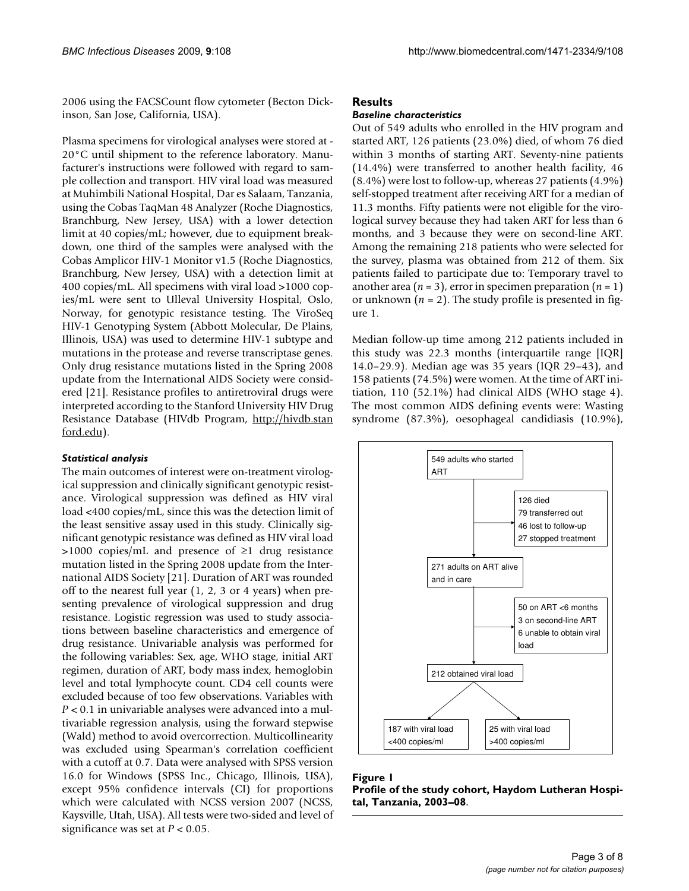2006 using the FACSCount flow cytometer (Becton Dickinson, San Jose, California, USA).

Plasma specimens for virological analyses were stored at -20°C until shipment to the reference laboratory. Manufacturer's instructions were followed with regard to sample collection and transport. HIV viral load was measured at Muhimbili National Hospital, Dar es Salaam, Tanzania, using the Cobas TaqMan 48 Analyzer (Roche Diagnostics, Branchburg, New Jersey, USA) with a lower detection limit at 40 copies/mL; however, due to equipment breakdown, one third of the samples were analysed with the Cobas Amplicor HIV-1 Monitor v1.5 (Roche Diagnostics, Branchburg, New Jersey, USA) with a detection limit at 400 copies/mL. All specimens with viral load >1000 copies/mL were sent to Ulleval University Hospital, Oslo, Norway, for genotypic resistance testing. The ViroSeq HIV-1 Genotyping System (Abbott Molecular, De Plains, Illinois, USA) was used to determine HIV-1 subtype and mutations in the protease and reverse transcriptase genes. Only drug resistance mutations listed in the Spring 2008 update from the International AIDS Society were considered [21]. Resistance profiles to antiretroviral drugs were interpreted according to the Stanford University HIV Drug Resistance Database (HIVdb Program, http://hivdb.stanford.edu).

### *Statistical analysis*

The main outcomes of interest were on-treatment virological suppression and clinically significant genotypic resistance. Virological suppression was defined as HIV viral load <400 copies/mL, since this was the detection limit of the least sensitive assay used in this study. Clinically significant genotypic resistance was defined as HIV viral load >1000 copies/mL and presence of ≥1 drug resistance mutation listed in the Spring 2008 update from the International AIDS Society [21]. Duration of ART was rounded off to the nearest full year (1, 2, 3 or 4 years) when presenting prevalence of virological suppression and drug resistance. Logistic regression was used to study associations between baseline characteristics and emergence of drug resistance. Univariable analysis was performed for the following variables: Sex, age, WHO stage, initial ART regimen, duration of ART, body mass index, hemoglobin level and total lymphocyte count. CD4 cell counts were excluded because of too few observations. Variables with $P < 0.1$ in univariable analyses were advanced into a multivariable regression analysis, using the forward stepwise (Wald) method to avoid overcorrection. Multicollinearity was excluded using Spearman's correlation coefficient with a cutoff at 0.7. Data were analysed with SPSS version 16.0 for Windows (SPSS Inc., Chicago, Illinois, USA), except 95% confidence intervals (CI) for proportions which were calculated with NCSS version 2007 (NCSS, Kaysville, Utah, USA). All tests were two-sided and level of significance was set at $P < 0.05$.

## Results

### *Baseline characteristics*

Out of 549 adults who enrolled in the HIV program and started ART, 126 patients (23.0%) died, of whom 76 died within 3 months of starting ART. Seventy-nine patients (14.4%) were transferred to another health facility, 46 (8.4%) were lost to follow-up, whereas 27 patients (4.9%) self-stopped treatment after receiving ART for a median of 11.3 months. Fifty patients were not eligible for the virological survey because they had taken ART for less than 6 months, and 3 because they were on second-line ART. Among the remaining 218 patients who were selected for the survey, plasma was obtained from 212 of them. Six patients failed to participate due to: Temporary travel to another area ($n = 3$), error in specimen preparation ($n = 1$) or unknown ($n = 2$). The study profile is presented in figure 1.

Median follow-up time among 212 patients included in this study was 22.3 months (interquartile range [IQR] 14.0–29.9). Median age was 35 years (IQR 29–43), and 158 patients (74.5%) were women. At the time of ART initiation, 110 (52.1%) had clinical AIDS (WHO stage 4). The most common AIDS defining events were: Wasting syndrome (87.3%), oesophageal candidiasis (10.9%),

549 adults who started ART
→ 126 died; 79 transferred out; 46 lost to follow-up; 27 stopped treatment

271 adults on ART alive and in care
→ 50 on ART <6 months; 3 on second-line ART; 6 unable to obtain viral load

212 obtained viral load
→ 187 with viral load <400 copies/ml
→ 25 with viral load >400 copies/ml

**Figure 1**
**Profile of the study cohort, Haydom Lutheran Hospital, Tanzania, 2003–08.**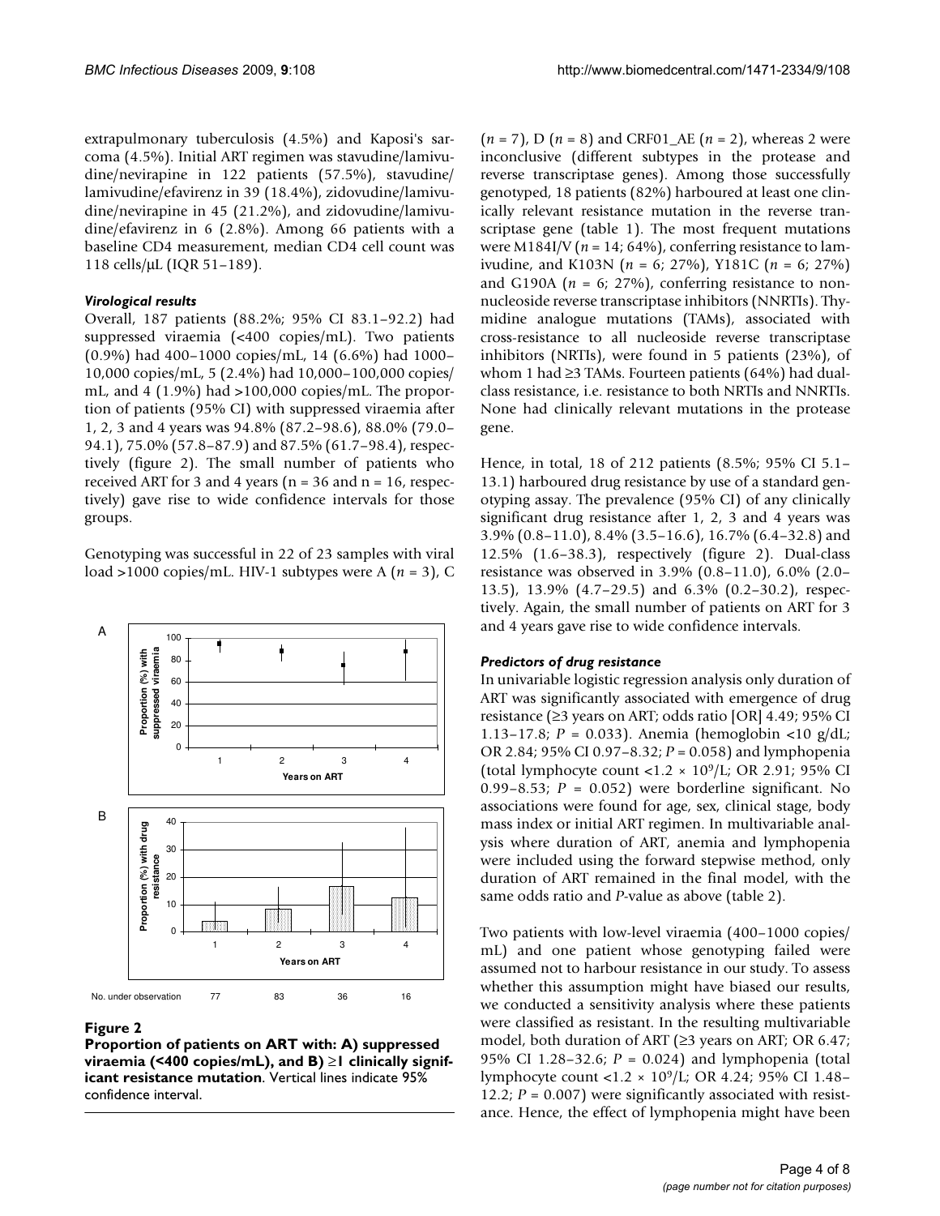extrapulmonary tuberculosis (4.5%) and Kaposi's sarcoma (4.5%). Initial ART regimen was stavudine/lamivudine/nevirapine in 122 patients (57.5%), stavudine/lamivudine/efavirenz in 39 (18.4%), zidovudine/lamivudine/nevirapine in 45 (21.2%), and zidovudine/lamivudine/efavirenz in 6 (2.8%). Among 66 patients with a baseline CD4 measurement, median CD4 cell count was 118 cells/μL (IQR 51–189).

#### *Virological results*

Overall, 187 patients (88.2%; 95% CI 83.1–92.2) had suppressed viraemia (<400 copies/mL). Two patients (0.9%) had 400–1000 copies/mL, 14 (6.6%) had 1000–10,000 copies/mL, 5 (2.4%) had 10,000–100,000 copies/mL, and 4 (1.9%) had >100,000 copies/mL. The proportion of patients (95% CI) with suppressed viraemia after 1, 2, 3 and 4 years was 94.8% (87.2–98.6), 88.0% (79.0–94.1), 75.0% (57.8–87.9) and 87.5% (61.7–98.4), respectively (figure 2). The small number of patients who received ART for 3 and 4 years (n = 36 and n = 16, respectively) gave rise to wide confidence intervals for those groups.

Genotyping was successful in 22 of 23 samples with viral load >1000 copies/mL. HIV-1 subtypes were A (*n* = 3), C (*n* = 7), D (*n* = 8) and CRF01_AE (*n* = 2), whereas 2 were inconclusive (different subtypes in the protease and reverse transcriptase genes). Among those successfully genotyped, 18 patients (82%) harboured at least one clinically relevant resistance mutation in the reverse transcriptase gene (table 1). The most frequent mutations were M184I/V (*n* = 14; 64%), conferring resistance to lamivudine, and K103N (*n* = 6; 27%), Y181C (*n* = 6; 27%) and G190A (*n* = 6; 27%), conferring resistance to nonnucleoside reverse transcriptase inhibitors (NNRTIs). Thymidine analogue mutations (TAMs), associated with cross-resistance to all nucleoside reverse transcriptase inhibitors (NRTIs), were found in 5 patients (23%), of whom 1 had ≥3 TAMs. Fourteen patients (64%) had dual-class resistance, i.e. resistance to both NRTIs and NNRTIs. None had clinically relevant mutations in the protease gene.

**Figure 2**

**Proportion of patients on ART with: A) suppressed viraemia (<400 copies/mL), and B) ≥1 clinically significant resistance mutation**. Vertical lines indicate 95% confidence interval.

Hence, in total, 18 of 212 patients (8.5%; 95% CI 5.1–13.1) harboured drug resistance by use of a standard genotyping assay. The prevalence (95% CI) of any clinically significant drug resistance after 1, 2, 3 and 4 years was 3.9% (0.8–11.0), 8.4% (3.5–16.6), 16.7% (6.4–32.8) and 12.5% (1.6–38.3), respectively (figure 2). Dual-class resistance was observed in 3.9% (0.8–11.0), 6.0% (2.0–13.5), 13.9% (4.7–29.5) and 6.3% (0.2–30.2), respectively. Again, the small number of patients on ART for 3 and 4 years gave rise to wide confidence intervals.

#### *Predictors of drug resistance*

In univariable logistic regression analysis only duration of ART was significantly associated with emergence of drug resistance (≥3 years on ART; odds ratio [OR] 4.49; 95% CI 1.13–17.8; $P = 0.033$). Anemia (hemoglobin <10 g/dL; OR 2.84; 95% CI 0.97–8.32; $P = 0.058$) and lymphopenia (total lymphocyte count $<1.2 \times 10^9$/L; OR 2.91; 95% CI 0.99–8.53; $P = 0.052$) were borderline significant. No associations were found for age, sex, clinical stage, body mass index or initial ART regimen. In multivariable analysis where duration of ART, anemia and lymphopenia were included using the forward stepwise method, only duration of ART remained in the final model, with the same odds ratio and *P*-value as above (table 2).

Two patients with low-level viraemia (400–1000 copies/mL) and one patient whose genotyping failed were assumed not to harbour resistance in our study. To assess whether this assumption might have biased our results, we conducted a sensitivity analysis where these patients were classified as resistant. In the resulting multivariable model, both duration of ART (≥3 years on ART; OR 6.47; 95% CI 1.28–32.6; $P = 0.024$) and lymphopenia (total lymphocyte count $<1.2 \times 10^9$/L; OR 4.24; 95% CI 1.48–12.2; $P = 0.007$) were significantly associated with resistance. Hence, the effect of lymphopenia might have been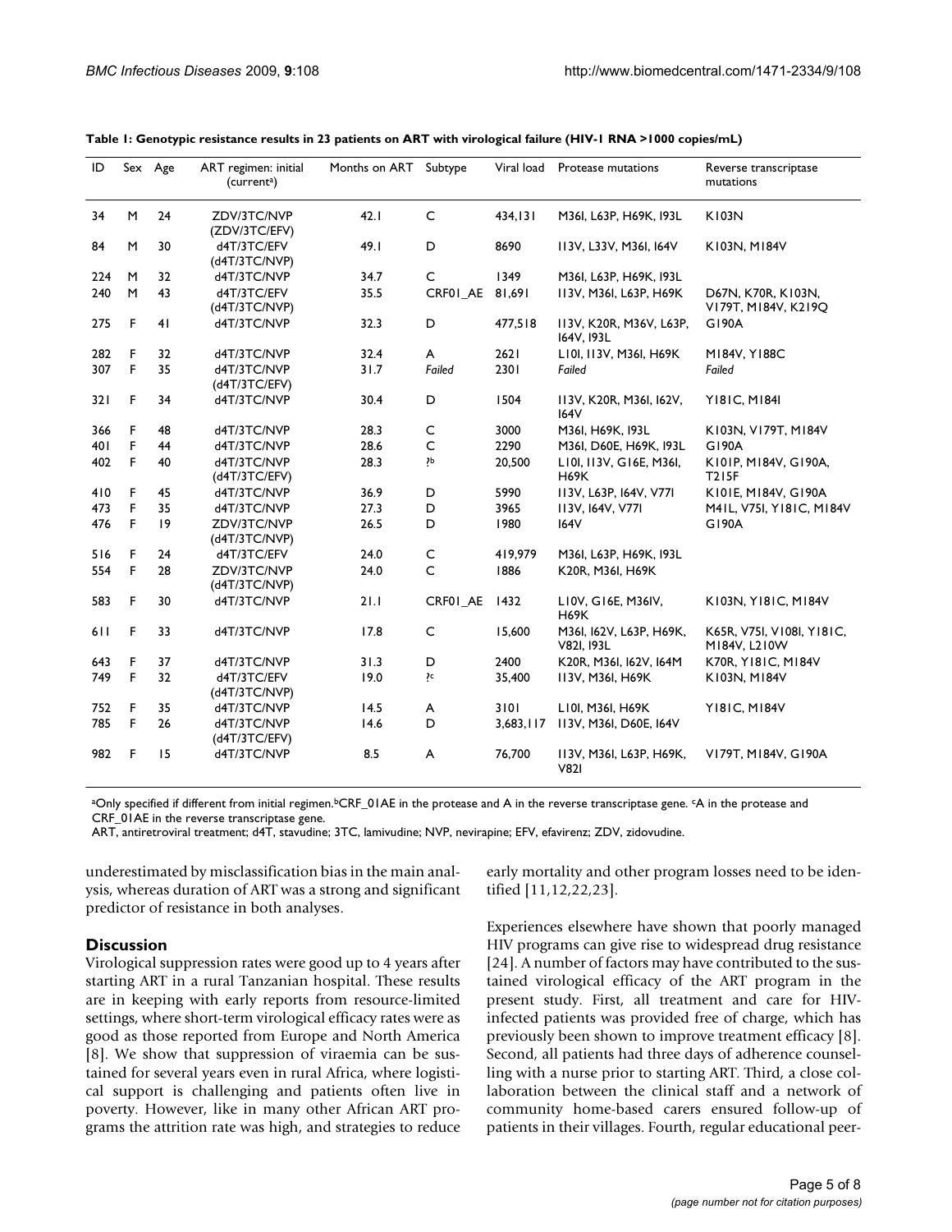**Table 1: Genotypic resistance results in 23 patients on ART with virological failure (HIV-1 RNA >1000 copies/mL)**

| ID | Sex | Age | ART regimen: initial (current[a]) | Months on ART | Subtype | Viral load | Protease mutations | Reverse transcriptase mutations |
|---|---|---|---|---|---|---|---|---|
| 34 | M | 24 | ZDV/3TC/NVP (ZDV/3TC/EFV) | 42.1 | C | 434,131 | M36I, L63P, H69K, I93L | K103N |
| 84 | M | 30 | d4T/3TC/EFV (d4T/3TC/NVP) | 49.1 | D | 8690 | I13V, L33V, M36I, I64V | K103N, M184V |
| 224 | M | 32 | d4T/3TC/NVP | 34.7 | C | 1349 | M36I, L63P, H69K, I93L | |
| 240 | M | 43 | d4T/3TC/EFV (d4T/3TC/NVP) | 35.5 | CRF01_AE | 81,691 | I13V, M36I, L63P, H69K | D67N, K70R, K103N, V179T, M184V, K219Q |
| 275 | F | 41 | d4T/3TC/NVP | 32.3 | D | 477,518 | I13V, K20R, M36V, L63P, I64V, I93L | G190A |
| 282 | F | 32 | d4T/3TC/NVP | 32.4 | A | 2621 | L10I, I13V, M36I, H69K | M184V, Y188C |
| 307 | F | 35 | d4T/3TC/NVP (d4T/3TC/EFV) | 31.7 | *Failed* | 2301 | *Failed* | *Failed* |
| 321 | F | 34 | d4T/3TC/NVP | 30.4 | D | 1504 | I13V, K20R, M36I, I62V, I64V | Y181C, M184I |
| 366 | F | 48 | d4T/3TC/NVP | 28.3 | C | 3000 | M36I, H69K, I93L | K103N, V179T, M184V |
| 401 | F | 44 | d4T/3TC/NVP | 28.6 | C | 2290 | M36I, D60E, H69K, I93L | G190A |
| 402 | F | 40 | d4T/3TC/NVP (d4T/3TC/EFV) | 28.3 | ?[b] | 20,500 | L10I, I13V, G16E, M36I, H69K | K101P, M184V, G190A, T215F |
| 410 | F | 45 | d4T/3TC/NVP | 36.9 | D | 5990 | I13V, L63P, I64V, V77I | K101E, M184V, G190A |
| 473 | F | 35 | d4T/3TC/NVP | 27.3 | D | 3965 | I13V, I64V, V77I | M41L, V75I, Y181C, M184V |
| 476 | F | 19 | ZDV/3TC/NVP (d4T/3TC/NVP) | 26.5 | D | 1980 | I64V | G190A |
| 516 | F | 24 | d4T/3TC/EFV | 24.0 | C | 419,979 | M36I, L63P, H69K, I93L | |
| 554 | F | 28 | ZDV/3TC/NVP (d4T/3TC/NVP) | 24.0 | C | 1886 | K20R, M36I, H69K | |
| 583 | F | 30 | d4T/3TC/NVP | 21.1 | CRF01_AE | 1432 | L10V, G16E, M36IV, H69K | K103N, Y181C, M184V |
| 611 | F | 33 | d4T/3TC/NVP | 17.8 | C | 15,600 | M36I, I62V, L63P, H69K, V82I, I93L | K65R, V75I, V108I, Y181C, M184V, L210W |
| 643 | F | 37 | d4T/3TC/NVP | 31.3 | D | 2400 | K20R, M36I, I62V, I64M | K70R, Y181C, M184V |
| 749 | F | 32 | d4T/3TC/EFV (d4T/3TC/NVP) | 19.0 | ?[c] | 35,400 | I13V, M36I, H69K | K103N, M184V |
| 752 | F | 35 | d4T/3TC/NVP | 14.5 | A | 3101 | L10I, M36I, H69K | Y181C, M184V |
| 785 | F | 26 | d4T/3TC/NVP (d4T/3TC/EFV) | 14.6 | D | 3,683,117 | I13V, M36I, D60E, I64V | |
| 982 | F | 15 | d4T/3TC/NVP | 8.5 | A | 76,700 | I13V, M36I, L63P, H69K, V82I | V179T, M184V, G190A |

[a]Only specified if different from initial regimen.[b]CRF_01AE in the protease and A in the reverse transcriptase gene. [c]A in the protease and CRF_01AE in the reverse transcriptase gene.

ART, antiretroviral treatment; d4T, stavudine; 3TC, lamivudine; NVP, nevirapine; EFV, efavirenz; ZDV, zidovudine.

underestimated by misclassification bias in the main analysis, whereas duration of ART was a strong and significant predictor of resistance in both analyses.

## Discussion

Virological suppression rates were good up to 4 years after starting ART in a rural Tanzanian hospital. These results are in keeping with early reports from resource-limited settings, where short-term virological efficacy rates were as good as those reported from Europe and North America [8]. We show that suppression of viraemia can be sustained for several years even in rural Africa, where logistical support is challenging and patients often live in poverty. However, like in many other African ART programs the attrition rate was high, and strategies to reduce early mortality and other program losses need to be identified [11,12,22,23].

Experiences elsewhere have shown that poorly managed HIV programs can give rise to widespread drug resistance [24]. A number of factors may have contributed to the sustained virological efficacy of the ART program in the present study. First, all treatment and care for HIV-infected patients was provided free of charge, which has previously been shown to improve treatment efficacy [8]. Second, all patients had three days of adherence counselling with a nurse prior to starting ART. Third, a close collaboration between the clinical staff and a network of community home-based carers ensured follow-up of patients in their villages. Fourth, regular educational peer-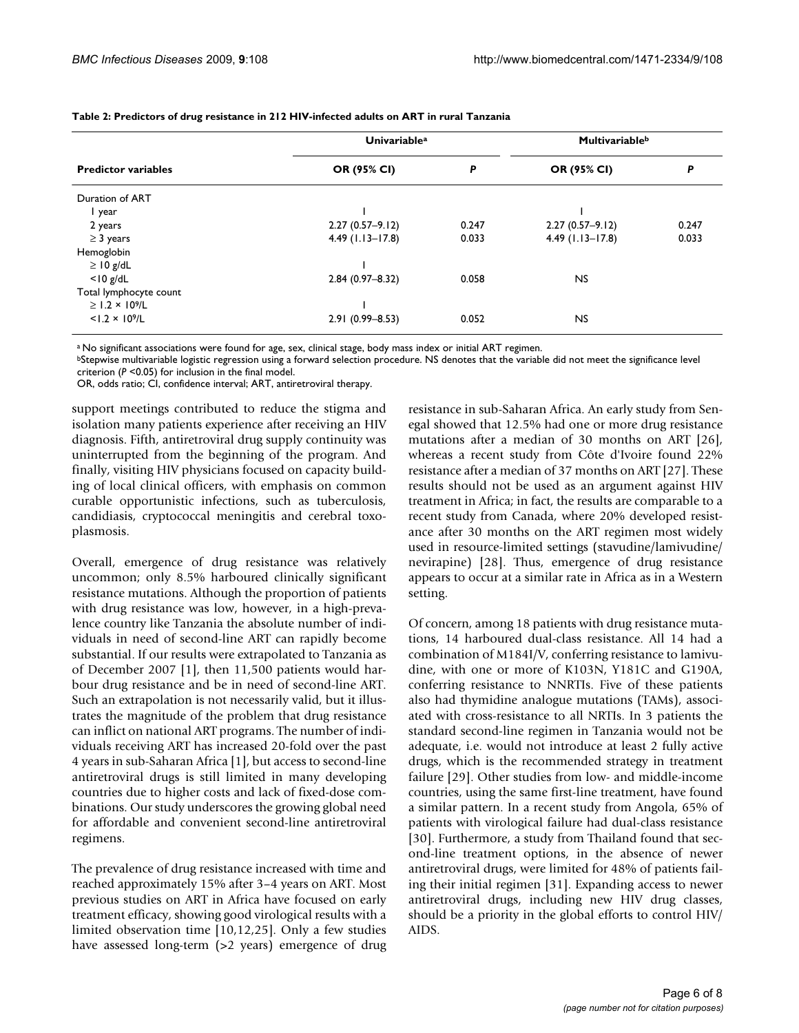**Table 2: Predictors of drug resistance in 212 HIV-infected adults on ART in rural Tanzania**

| Predictor variables | Univariable[a] | | Multivariable[b] | |
|---|---|---|---|---|
| | OR (95% CI) | P | OR (95% CI) | P |
| Duration of ART | | | | |
| 1 year | 1 | | 1 | |
| 2 years | 2.27 (0.57–9.12) | 0.247 | 2.27 (0.57–9.12) | 0.247 |
| ≥ 3 years | 4.49 (1.13–17.8) | 0.033 | 4.49 (1.13–17.8) | 0.033 |
| Hemoglobin | | | | |
| ≥ 10 g/dL | 1 | | | |
| <10 g/dL | 2.84 (0.97–8.32) | 0.058 | NS | |
| Total lymphocyte count | | | | |
| $\geq 1.2 \times 10^9$/L | 1 | | | |
| $<1.2 \times 10^9$/L | 2.91 (0.99–8.53) | 0.052 | NS | |

[a] No significant associations were found for age, sex, clinical stage, body mass index or initial ART regimen.
[b] Stepwise multivariable logistic regression using a forward selection procedure. NS denotes that the variable did not meet the significance level criterion ($P$ <0.05) for inclusion in the final model.
OR, odds ratio; CI, confidence interval; ART, antiretroviral therapy.

support meetings contributed to reduce the stigma and isolation many patients experience after receiving an HIV diagnosis. Fifth, antiretroviral drug supply continuity was uninterrupted from the beginning of the program. And finally, visiting HIV physicians focused on capacity building of local clinical officers, with emphasis on common curable opportunistic infections, such as tuberculosis, candidiasis, cryptococcal meningitis and cerebral toxoplasmosis.

Overall, emergence of drug resistance was relatively uncommon; only 8.5% harboured clinically significant resistance mutations. Although the proportion of patients with drug resistance was low, however, in a high-prevalence country like Tanzania the absolute number of individuals in need of second-line ART can rapidly become substantial. If our results were extrapolated to Tanzania as of December 2007 [1], then 11,500 patients would harbour drug resistance and be in need of second-line ART. Such an extrapolation is not necessarily valid, but it illustrates the magnitude of the problem that drug resistance can inflict on national ART programs. The number of individuals receiving ART has increased 20-fold over the past 4 years in sub-Saharan Africa [1], but access to second-line antiretroviral drugs is still limited in many developing countries due to higher costs and lack of fixed-dose combinations. Our study underscores the growing global need for affordable and convenient second-line antiretroviral regimens.

The prevalence of drug resistance increased with time and reached approximately 15% after 3–4 years on ART. Most previous studies on ART in Africa have focused on early treatment efficacy, showing good virological results with a limited observation time [10,12,25]. Only a few studies have assessed long-term (>2 years) emergence of drug resistance in sub-Saharan Africa. An early study from Senegal showed that 12.5% had one or more drug resistance mutations after a median of 30 months on ART [26], whereas a recent study from Côte d'Ivoire found 22% resistance after a median of 37 months on ART [27]. These results should not be used as an argument against HIV treatment in Africa; in fact, the results are comparable to a recent study from Canada, where 20% developed resistance after 30 months on the ART regimen most widely used in resource-limited settings (stavudine/lamivudine/nevirapine) [28]. Thus, emergence of drug resistance appears to occur at a similar rate in Africa as in a Western setting.

Of concern, among 18 patients with drug resistance mutations, 14 harboured dual-class resistance. All 14 had a combination of M184I/V, conferring resistance to lamivudine, with one or more of K103N, Y181C and G190A, conferring resistance to NNRTIs. Five of these patients also had thymidine analogue mutations (TAMs), associated with cross-resistance to all NRTIs. In 3 patients the standard second-line regimen in Tanzania would not be adequate, i.e. would not introduce at least 2 fully active drugs, which is the recommended strategy in treatment failure [29]. Other studies from low- and middle-income countries, using the same first-line treatment, have found a similar pattern. In a recent study from Angola, 65% of patients with virological failure had dual-class resistance [30]. Furthermore, a study from Thailand found that second-line treatment options, in the absence of newer antiretroviral drugs, were limited for 48% of patients failing their initial regimen [31]. Expanding access to newer antiretroviral drugs, including new HIV drug classes, should be a priority in the global efforts to control HIV/AIDS.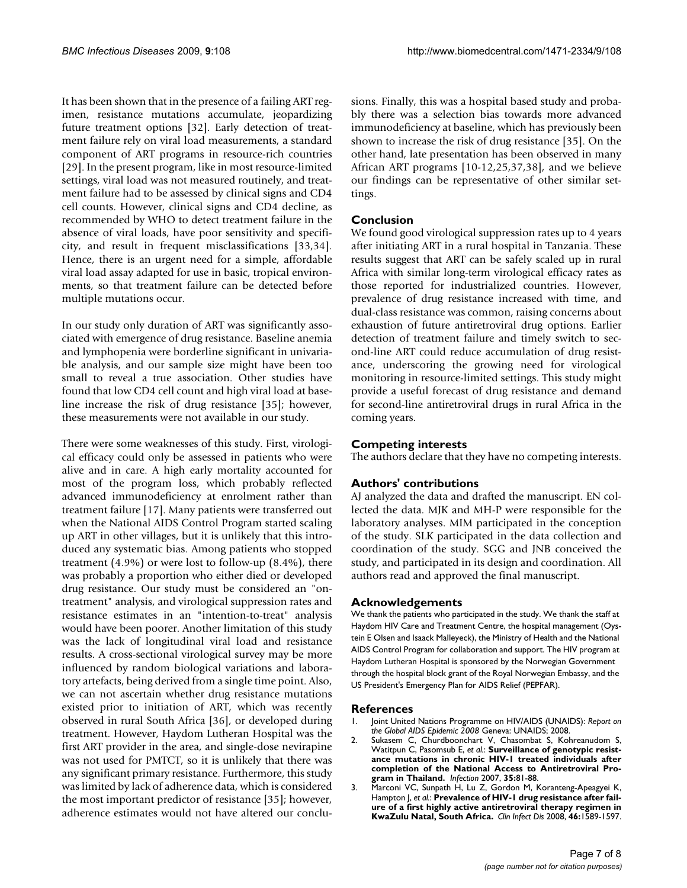It has been shown that in the presence of a failing ART regimen, resistance mutations accumulate, jeopardizing future treatment options [32]. Early detection of treatment failure rely on viral load measurements, a standard component of ART programs in resource-rich countries [29]. In the present program, like in most resource-limited settings, viral load was not measured routinely, and treatment failure had to be assessed by clinical signs and CD4 cell counts. However, clinical signs and CD4 decline, as recommended by WHO to detect treatment failure in the absence of viral loads, have poor sensitivity and specificity, and result in frequent misclassifications [33,34]. Hence, there is an urgent need for a simple, affordable viral load assay adapted for use in basic, tropical environments, so that treatment failure can be detected before multiple mutations occur.

In our study only duration of ART was significantly associated with emergence of drug resistance. Baseline anemia and lymphopenia were borderline significant in univariable analysis, and our sample size might have been too small to reveal a true association. Other studies have found that low CD4 cell count and high viral load at baseline increase the risk of drug resistance [35]; however, these measurements were not available in our study.

There were some weaknesses of this study. First, virological efficacy could only be assessed in patients who were alive and in care. A high early mortality accounted for most of the program loss, which probably reflected advanced immunodeficiency at enrolment rather than treatment failure [17]. Many patients were transferred out when the National AIDS Control Program started scaling up ART in other villages, but it is unlikely that this introduced any systematic bias. Among patients who stopped treatment (4.9%) or were lost to follow-up (8.4%), there was probably a proportion who either died or developed drug resistance. Our study must be considered an "on-treatment" analysis, and virological suppression rates and resistance estimates in an "intention-to-treat" analysis would have been poorer. Another limitation of this study was the lack of longitudinal viral load and resistance results. A cross-sectional virological survey may be more influenced by random biological variations and laboratory artefacts, being derived from a single time point. Also, we can not ascertain whether drug resistance mutations existed prior to initiation of ART, which was recently observed in rural South Africa [36], or developed during treatment. However, Haydom Lutheran Hospital was the first ART provider in the area, and single-dose nevirapine was not used for PMTCT, so it is unlikely that there was any significant primary resistance. Furthermore, this study was limited by lack of adherence data, which is considered the most important predictor of resistance [35]; however, adherence estimates would not have altered our conclusions. Finally, this was a hospital based study and probably there was a selection bias towards more advanced immunodeficiency at baseline, which has previously been shown to increase the risk of drug resistance [35]. On the other hand, late presentation has been observed in many African ART programs [10-12,25,37,38], and we believe our findings can be representative of other similar settings.

## Conclusion

We found good virological suppression rates up to 4 years after initiating ART in a rural hospital in Tanzania. These results suggest that ART can be safely scaled up in rural Africa with similar long-term virological efficacy rates as those reported for industrialized countries. However, prevalence of drug resistance increased with time, and dual-class resistance was common, raising concerns about exhaustion of future antiretroviral drug options. Earlier detection of treatment failure and timely switch to second-line ART could reduce accumulation of drug resistance, underscoring the growing need for virological monitoring in resource-limited settings. This study might provide a useful forecast of drug resistance and demand for second-line antiretroviral drugs in rural Africa in the coming years.

## Competing interests

The authors declare that they have no competing interests.

## Authors' contributions

AJ analyzed the data and drafted the manuscript. EN collected the data. MJK and MH-P were responsible for the laboratory analyses. MIM participated in the conception of the study. SLK participated in the data collection and coordination of the study. SGG and JNB conceived the study, and participated in its design and coordination. All authors read and approved the final manuscript.

## Acknowledgements

We thank the patients who participated in the study. We thank the staff at Haydom HIV Care and Treatment Centre, the hospital management (Oystein E Olsen and Isaack Malleyeck), the Ministry of Health and the National AIDS Control Program for collaboration and support. The HIV program at Haydom Lutheran Hospital is sponsored by the Norwegian Government through the hospital block grant of the Royal Norwegian Embassy, and the US President's Emergency Plan for AIDS Relief (PEPFAR).

## References

1. Joint United Nations Programme on HIV/AIDS (UNAIDS): *Report on the Global AIDS Epidemic 2008* Geneva: UNAIDS; 2008.
2. Sukasem C, Churdboonchart V, Chasombat S, Kohreanudom S, Watitpun C, Pasomsub E, *et al.*: **Surveillance of genotypic resistance mutations in chronic HIV-1 treated individuals after completion of the National Access to Antiretroviral Program in Thailand.** *Infection* 2007, **35:**81-88.
3. Marconi VC, Sunpath H, Lu Z, Gordon M, Koranteng-Apeagyei K, Hampton J, *et al.*: **Prevalence of HIV-1 drug resistance after failure of a first highly active antiretroviral therapy regimen in KwaZulu Natal, South Africa.** *Clin Infect Dis* 2008, **46:**1589-1597.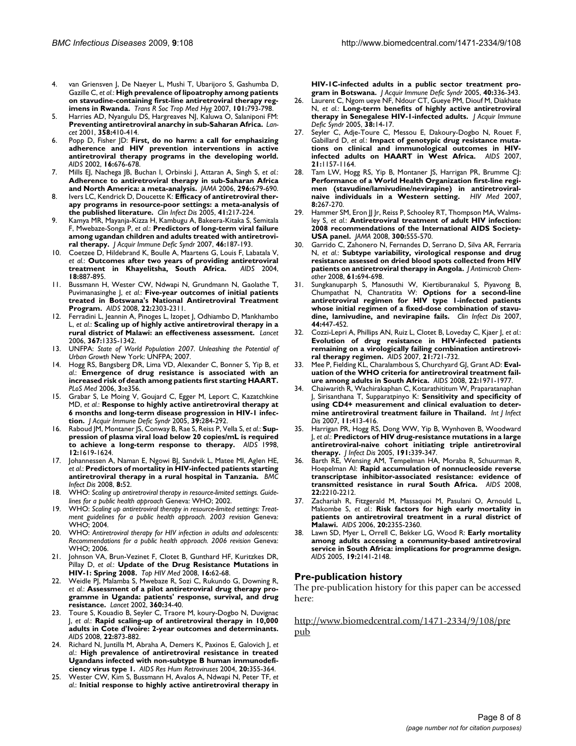4. van Griensven J, De Naeyer L, Mushi T, Ubarijoro S, Gashumba D, Gazille C, *et al.*: **High prevalence of lipoatrophy among patients on stavudine-containing first-line antiretroviral therapy regimens in Rwanda.** *Trans R Soc Trop Med Hyg* 2007, **101:**793-798.
5. Harries AD, Nyangulu DS, Hargreaves NJ, Kaluwa O, Salaniponi FM: **Preventing antiretroviral anarchy in sub-Saharan Africa.** *Lancet* 2001, **358:**410-414.
6. Popp D, Fisher JD: **First, do no harm: a call for emphasizing adherence and HIV prevention interventions in active antiretroviral therapy programs in the developing world.** *AIDS* 2002, **16:**676-678.
7. Mills EJ, Nachega JB, Buchan I, Orbinski J, Attaran A, Singh S, *et al.*: **Adherence to antiretroviral therapy in sub-Saharan Africa and North America: a meta-analysis.** *JAMA* 2006, **296:**679-690.
8. Ivers LC, Kendrick D, Doucette K: **Efficacy of antiretroviral therapy programs in resource-poor settings: a meta-analysis of the published literature.** *Clin Infect Dis* 2005, **41:**217-224.
9. Kamya MR, Mayanja-Kizza H, Kambugu A, Bakeera-Kitaka S, Semitala F, Mwebaze-Songa P, *et al.*: **Predictors of long-term viral failure among ugandan children and adults treated with antiretroviral therapy.** *J Acquir Immune Defic Syndr* 2007, **46:**187-193.
10. Coetzee D, Hildebrand K, Boulle A, Maartens G, Louis F, Labatala V, *et al.*: **Outcomes after two years of providing antiretroviral treatment in Khayelitsha, South Africa.** *AIDS* 2004, **18:**887-895.
11. Bussmann H, Wester CW, Ndwapi N, Grundmann N, Gaolathe T, Puvimanasinghe J, *et al.*: **Five-year outcomes of initial patients treated in Botswana's National Antiretroviral Treatment Program.** *AIDS* 2008, **22:**2303-2311.
12. Ferradini L, Jeannin A, Pinoges L, Izopet J, Odhiambo D, Mankhambo L, *et al.*: **Scaling up of highly active antiretroviral therapy in a rural district of Malawi: an effectiveness assessment.** *Lancet* 2006, **367:**1335-1342.
13. UNFPA: *State of World Population 2007. Unleashing the Potential of Urban Growth* New York: UNFPA; 2007.
14. Hogg RS, Bangsberg DR, Lima VD, Alexander C, Bonner S, Yip B, *et al.*: **Emergence of drug resistance is associated with an increased risk of death among patients first starting HAART.** *PLoS Med* 2006, **3:**e356.
15. Grabar S, Le Moing V, Goujard C, Egger M, Leport C, Kazatchkine MD, *et al.*: **Response to highly active antiretroviral therapy at 6 months and long-term disease progression in HIV-1 infection.** *J Acquir Immune Defic Syndr* 2005, **39:**284-292.
16. Raboud JM, Montaner JS, Conway B, Rae S, Reiss P, Vella S, *et al.*: **Suppression of plasma viral load below 20 copies/mL is required to achieve a long-term response to therapy.** *AIDS* 1998, **12:**1619-1624.
17. Johannessen A, Naman E, Ngowi BJ, Sandvik L, Matee MI, Aglen HE, *et al.*: **Predictors of mortality in HIV-infected patients starting antiretroviral therapy in a rural hospital in Tanzania.** *BMC Infect Dis* 2008, **8:**52.
18. WHO: *Scaling up antiretroviral therapy in resource-limited settings. Guidelines for a public health approach* Geneva: WHO; 2002.
19. WHO: *Scaling up antiretroviral therapy in resource-limited settings: Treatment guidelines for a public health approach. 2003 revision* Geneva: WHO; 2004.
20. WHO: *Antiretroviral therapy for HIV infection in adults and adolescents: Recommendations for a public health approach. 2006 revision* Geneva: WHO; 2006.
21. Johnson VA, Brun-Vezinet F, Clotet B, Gunthard HF, Kuritzkes DR, Pillay D, *et al.*: **Update of the Drug Resistance Mutations in HIV-1: Spring 2008.** *Top HIV Med* 2008, **16:**62-68.
22. Weidle PJ, Malamba S, Mwebaze R, Sozi C, Rukundo G, Downing R, *et al.*: **Assessment of a pilot antiretroviral drug therapy programme in Uganda: patients' response, survival, and drug resistance.** *Lancet* 2002, **360:**34-40.
23. Toure S, Kouadio B, Seyler C, Traore M, koury-Dogbo N, Duvignac J, *et al.*: **Rapid scaling-up of antiretroviral therapy in 10,000 adults in Cote d'Ivoire: 2-year outcomes and determinants.** *AIDS* 2008, **22:**873-882.
24. Richard N, Juntilla M, Abraha A, Demers K, Paxinos E, Galovich J, *et al.*: **High prevalence of antiretroviral resistance in treated Ugandans infected with non-subtype B human immunodeficiency virus type 1.** *AIDS Res Hum Retroviruses* 2004, **20:**355-364.
25. Wester CW, Kim S, Bussmann H, Avalos A, Ndwapi N, Peter TF, *et al.*: **Initial response to highly active antiretroviral therapy in HIV-1C-infected adults in a public sector treatment program in Botswana.** *J Acquir Immune Defic Syndr* 2005, **40:**336-343.
26. Laurent C, Ngom ueye NF, Ndour CT, Gueye PM, Diouf M, Diakhate N, *et al.*: **Long-term benefits of highly active antiretroviral therapy in Senegalese HIV-1-infected adults.** *J Acquir Immune Defic Syndr* 2005, **38:**14-17.
27. Seyler C, Adje-Toure C, Messou E, Dakoury-Dogbo N, Rouet F, Gabillard D, *et al.*: **Impact of genotypic drug resistance mutations on clinical and immunological outcomes in HIV-infected adults on HAART in West Africa.** *AIDS* 2007, **21:**1157-1164.
28. Tam LW, Hogg RS, Yip B, Montaner JS, Harrigan PR, Brumme CJ: **Performance of a World Health Organization first-line regimen (stavudine/lamivudine/nevirapine) in antiretroviral-naive individuals in a Western setting.** *HIV Med* 2007, **8:**267-270.
29. Hammer SM, Eron JJ Jr, Reiss P, Schooley RT, Thompson MA, Walmsley S, *et al.*: **Antiretroviral treatment of adult HIV infection: 2008 recommendations of the International AIDS Society-USA panel.** *JAMA* 2008, **300:**555-570.
30. Garrido C, Zahonero N, Fernandes D, Serrano D, Silva AR, Ferraria N, *et al.*: **Subtype variability, virological response and drug resistance assessed on dried blood spots collected from HIV patients on antiretroviral therapy in Angola.** *J Antimicrob Chemother* 2008, **61:**694-698.
31. Sungkanuparph S, Manosuthi W, Kiertiburanakul S, Piyavong B, Chumpathat N, Chantratita W: **Options for a second-line antiretroviral regimen for HIV type 1-infected patients whose initial regimen of a fixed-dose combination of stavudine, lamivudine, and nevirapine fails.** *Clin Infect Dis* 2007, **44:**447-452.
32. Cozzi-Lepri A, Phillips AN, Ruiz L, Clotet B, Loveday C, Kjaer J, *et al.*: **Evolution of drug resistance in HIV-infected patients remaining on a virologically failing combination antiretroviral therapy regimen.** *AIDS* 2007, **21:**721-732.
33. Mee P, Fielding KL, Charalambous S, Churchyard GJ, Grant AD: **Evaluation of the WHO criteria for antiretroviral treatment failure among adults in South Africa.** *AIDS* 2008, **22:**1971-1977.
34. Chaiwarith R, Wachirakaphan C, Kotarathititum W, Praparatanaphan J, Sirisanthana T, Supparatpinyo K: **Sensitivity and specificity of using CD4+ measurement and clinical evaluation to determine antiretroviral treatment failure in Thailand.** *Int J Infect Dis* 2007, **11:**413-416.
35. Harrigan PR, Hogg RS, Dong WW, Yip B, Wynhoven B, Woodward J, *et al.*: **Predictors of HIV drug-resistance mutations in a large antiretroviral-naive cohort initiating triple antiretroviral therapy.** *J Infect Dis* 2005, **191:**339-347.
36. Barth RE, Wensing AM, Tempelman HA, Moraba R, Schuurman R, Hoepelman AI: **Rapid accumulation of nonnucleoside reverse transcriptase inhibitor-associated resistance: evidence of transmitted resistance in rural South Africa.** *AIDS* 2008, **22:**2210-2212.
37. Zachariah R, Fitzgerald M, Massaquoi M, Pasulani O, Arnould L, Makombe S, *et al.*: **Risk factors for high early mortality in patients on antiretroviral treatment in a rural district of Malawi.** *AIDS* 2006, **20:**2355-2360.
38. Lawn SD, Myer L, Orrell C, Bekker LG, Wood R: **Early mortality among adults accessing a community-based antiretroviral service in South Africa: implications for programme design.** *AIDS* 2005, **19:**2141-2148.

## Pre-publication history

The pre-publication history for this paper can be accessed here:

http://www.biomedcentral.com/1471-2334/9/108/prepub